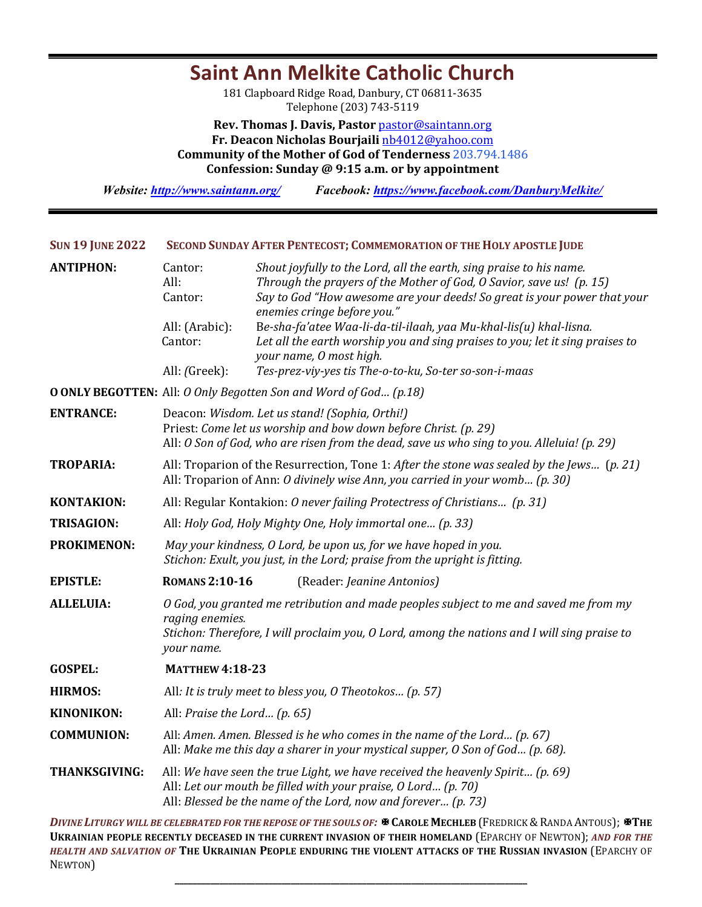# Saint Ann Melkite Catholic Church

181 Clapboard Ridge Road, Danbury, CT 06811-3635
Telephone (203) 743-5119

**Rev. Thomas J. Davis, Pastor** pastor@saintann.org
**Fr. Deacon Nicholas Bourjaili** nb4012@yahoo.com
**Community of the Mother of God of Tenderness** 203.794.1486
**Confession: Sunday @ 9:15 a.m. or by appointment**

***Website:*** ***http://www.saintann.org/*** ***Facebook:*** ***https://www.facebook.com/DanburyMelkite/***

---

**SUN 19 JUNE 2022** **SECOND SUNDAY AFTER PENTECOST; COMMEMORATION OF THE HOLY APOSTLE JUDE**

**ANTIPHON:**

| | |
|---|---|
| Cantor: | *Shout joyfully to the Lord, all the earth, sing praise to his name.* |
| All: | *Through the prayers of the Mother of God, O Savior, save us! (p. 15)* |
| Cantor: | *Say to God "How awesome are your deeds! So great is your power that your enemies cringe before you."* |
| All: (Arabic): | *Be-sha-fa'atee Waa-li-da-til-ilaah, yaa Mu-khal-lis(u) khal-lisna.* |
| Cantor: | *Let all the earth worship you and sing praises to you; let it sing praises to your name, O most high.* |
| All: *(*Greek): | *Tes-prez-viy-yes tis The-o-to-ku, So-ter so-son-i-maas* |

**O ONLY BEGOTTEN:** All: *O Only Begotten Son and Word of God… (p.18)*

**ENTRANCE:** Deacon: *Wisdom. Let us stand! (Sophia, Orthi!)*
Priest: *Come let us worship and bow down before Christ. (p. 29)*
All: *O Son of God, who are risen from the dead, save us who sing to you. Alleluia! (p. 29)*

**TROPARIA:** All: Troparion of the Resurrection, Tone 1: *After the stone was sealed by the Jews…* (*p. 21)*
All: Troparion of Ann: *O divinely wise Ann, you carried in your womb… (p. 30)*

**KONTAKION:** All: Regular Kontakion: *O never failing Protectress of Christians… (p. 31)*

**TRISAGION:** All: *Holy God, Holy Mighty One, Holy immortal one… (p. 33)*

**PROKIMENON:** *May your kindness, O Lord, be upon us, for we have hoped in you.*
*Stichon: Exult, you just, in the Lord; praise from the upright is fitting.*

**EPISTLE:** **ROMANS 2:10-16** (Reader: *Jeanine Antonios)*

**ALLELUIA:** *O God, you granted me retribution and made peoples subject to me and saved me from my raging enemies.*
*Stichon: Therefore, I will proclaim you, O Lord, among the nations and I will sing praise to your name.*

**GOSPEL:** **MATTHEW 4:18-23**

**HIRMOS:** All*: It is truly meet to bless you, O Theotokos… (p. 57)*

**KINONIKON:** All: *Praise the Lord… (p. 65)*

**COMMUNION:** All: *Amen. Amen. Blessed is he who comes in the name of the Lord… (p. 67)*
All: *Make me this day a sharer in your mystical supper, O Son of God… (p. 68).*

**THANKSGIVING:** All: *We have seen the true Light, we have received the heavenly Spirit… (p. 69)*
All: *Let our mouth be filled with your praise, O Lord… (p. 70)*
All: *Blessed be the name of the Lord, now and forever… (p. 73)*

***DIVINE LITURGY WILL BE CELEBRATED FOR THE REPOSE OF THE SOULS OF:*** ✠ **CAROLE MECHLEB** (FREDRICK & RANDA ANTOUS); ✠**THE UKRAINIAN PEOPLE RECENTLY DECEASED IN THE CURRENT INVASION OF THEIR HOMELAND** (EPARCHY OF NEWTON); ***AND FOR THE HEALTH AND SALVATION OF*** **THE UKRAINIAN PEOPLE ENDURING THE VIOLENT ATTACKS OF THE RUSSIAN INVASION** (EPARCHY OF NEWTON)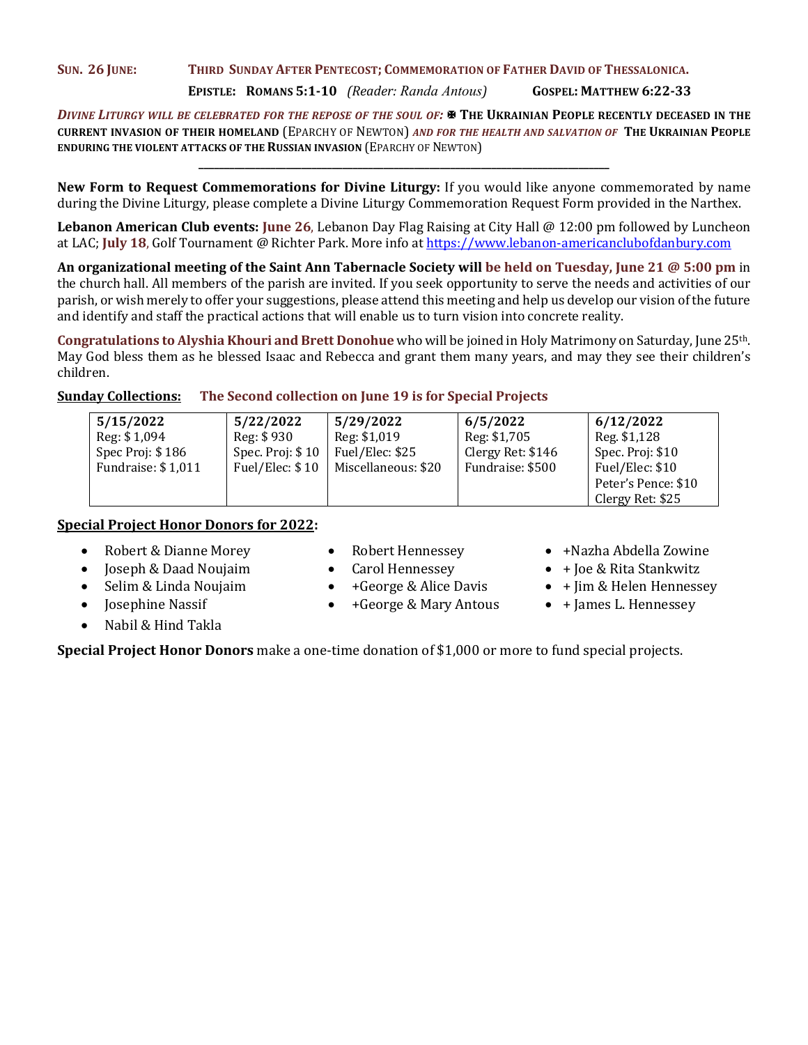**SUN. 26 JUNE:** **THIRD SUNDAY AFTER PENTECOST; COMMEMORATION OF FATHER DAVID OF THESSALONICA.**

**EPISTLE: ROMANS 5:1-10** *(Reader: Randa Antous)* **GOSPEL: MATTHEW 6:22-33**

***DIVINE LITURGY WILL BE CELEBRATED FOR THE REPOSE OF THE SOUL OF:*** ✠ **THE UKRAINIAN PEOPLE RECENTLY DECEASED IN THE CURRENT INVASION OF THEIR HOMELAND** (EPARCHY OF NEWTON) ***AND FOR THE HEALTH AND SALVATION OF*** **THE UKRAINIAN PEOPLE ENDURING THE VIOLENT ATTACKS OF THE RUSSIAN INVASION** (EPARCHY OF NEWTON)

---

**New Form to Request Commemorations for Divine Liturgy:** If you would like anyone commemorated by name during the Divine Liturgy, please complete a Divine Liturgy Commemoration Request Form provided in the Narthex.

**Lebanon American Club events: June 26**, Lebanon Day Flag Raising at City Hall @ 12:00 pm followed by Luncheon at LAC; **July 18**, Golf Tournament @ Richter Park. More info at https://www.lebanon-americanclubofdanbury.com

**An organizational meeting of the Saint Ann Tabernacle Society will be held on Tuesday, June 21 @ 5:00 pm** in the church hall. All members of the parish are invited. If you seek opportunity to serve the needs and activities of our parish, or wish merely to offer your suggestions, please attend this meeting and help us develop our vision of the future and identify and staff the practical actions that will enable us to turn vision into concrete reality.

**Congratulations to Alyshia Khouri and Brett Donohue** who will be joined in Holy Matrimony on Saturday, June 25th. May God bless them as he blessed Isaac and Rebecca and grant them many years, and may they see their children's children.

**Sunday Collections:** **The Second collection on June 19 is for Special Projects**

| 5/15/2022 | 5/22/2022 | 5/29/2022 | 6/5/2022 | 6/12/2022 |
|---|---|---|---|---|
| Reg: $ 1,094 | Reg: $ 930 | Reg: $1,019 | Reg: $1,705 | Reg. $1,128 |
| Spec Proj: $ 186 | Spec. Proj: $ 10 | Fuel/Elec: $25 | Clergy Ret: $146 | Spec. Proj: $10 |
| Fundraise: $ 1,011 | Fuel/Elec: $ 10 | Miscellaneous: $20 | Fundraise: $500 | Fuel/Elec: $10 |
| | | | | Peter's Pence: $10 |
| | | | | Clergy Ret: $25 |

**Special Project Honor Donors for 2022:**

- Robert & Dianne Morey
- Joseph & Daad Noujaim
- Selim & Linda Noujaim
- Josephine Nassif
- Nabil & Hind Takla
- Robert Hennessey
- Carol Hennessey
- +George & Alice Davis
- +George & Mary Antous
- +Nazha Abdella Zowine
- + Joe & Rita Stankwitz
- + Jim & Helen Hennessey
- + James L. Hennessey

**Special Project Honor Donors** make a one-time donation of $1,000 or more to fund special projects.